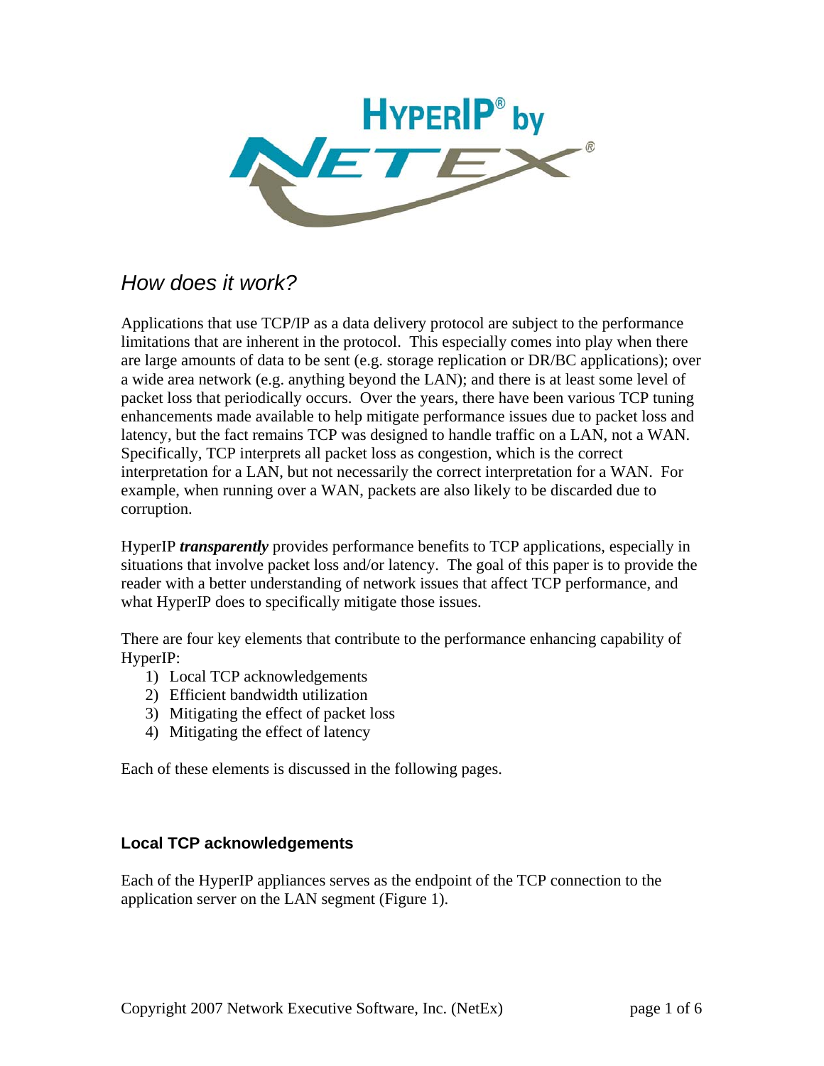# How does it work?

Applications that use TCP/IP as a data delivery protocol are subject to the performance limitations that are inherent in the protocol. This especially comes into play when there are large amounts of data to be sent (e.g. storage replication or DR/BC applications); over a wide area network (e.g. anything beyond the LAN); and there is at least some level of packet loss that periodically occurs. Over the years, there have been various TCP tuning enhancements made available to help mitigate performance issues due to packet loss and latency, but the fact remains TCP was designed to handle traffic on a LAN, not a WAN. Specifically, TCP interprets all packet loss as congestion, which is the correct interpretation for a LAN, but not necessarily the correct interpretation for a WAN. For example, when running over a WAN, packets are also likely to be discarded due to corruption.

HyperIP ***transparently*** provides performance benefits to TCP applications, especially in situations that involve packet loss and/or latency. The goal of this paper is to provide the reader with a better understanding of network issues that affect TCP performance, and what HyperIP does to specifically mitigate those issues.

There are four key elements that contribute to the performance enhancing capability of HyperIP:

1) Local TCP acknowledgements
2) Efficient bandwidth utilization
3) Mitigating the effect of packet loss
4) Mitigating the effect of latency

Each of these elements is discussed in the following pages.

## Local TCP acknowledgements

Each of the HyperIP appliances serves as the endpoint of the TCP connection to the application server on the LAN segment (Figure 1).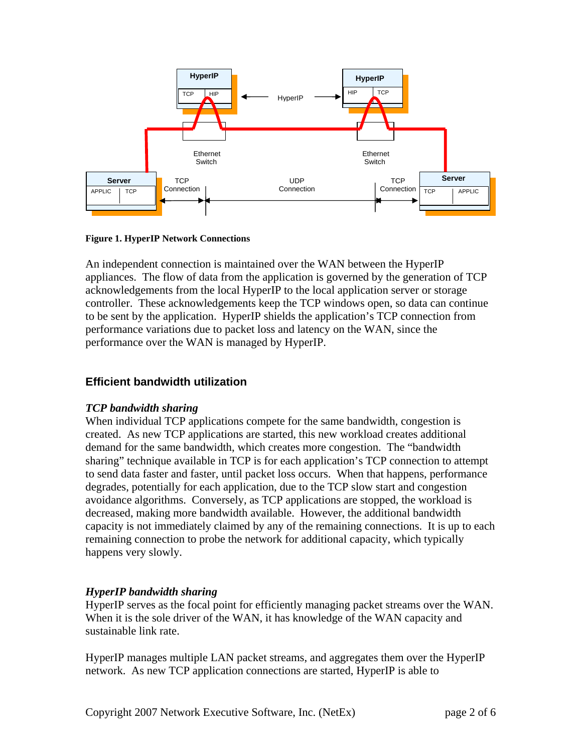**Figure 1. HyperIP Network Connections**

An independent connection is maintained over the WAN between the HyperIP appliances. The flow of data from the application is governed by the generation of TCP acknowledgements from the local HyperIP to the local application server or storage controller. These acknowledgements keep the TCP windows open, so data can continue to be sent by the application. HyperIP shields the application's TCP connection from performance variations due to packet loss and latency on the WAN, since the performance over the WAN is managed by HyperIP.

## Efficient bandwidth utilization

### *TCP bandwidth sharing*

When individual TCP applications compete for the same bandwidth, congestion is created. As new TCP applications are started, this new workload creates additional demand for the same bandwidth, which creates more congestion. The "bandwidth sharing" technique available in TCP is for each application's TCP connection to attempt to send data faster and faster, until packet loss occurs. When that happens, performance degrades, potentially for each application, due to the TCP slow start and congestion avoidance algorithms. Conversely, as TCP applications are stopped, the workload is decreased, making more bandwidth available. However, the additional bandwidth capacity is not immediately claimed by any of the remaining connections. It is up to each remaining connection to probe the network for additional capacity, which typically happens very slowly.

### *HyperIP bandwidth sharing*

HyperIP serves as the focal point for efficiently managing packet streams over the WAN. When it is the sole driver of the WAN, it has knowledge of the WAN capacity and sustainable link rate.

HyperIP manages multiple LAN packet streams, and aggregates them over the HyperIP network. As new TCP application connections are started, HyperIP is able to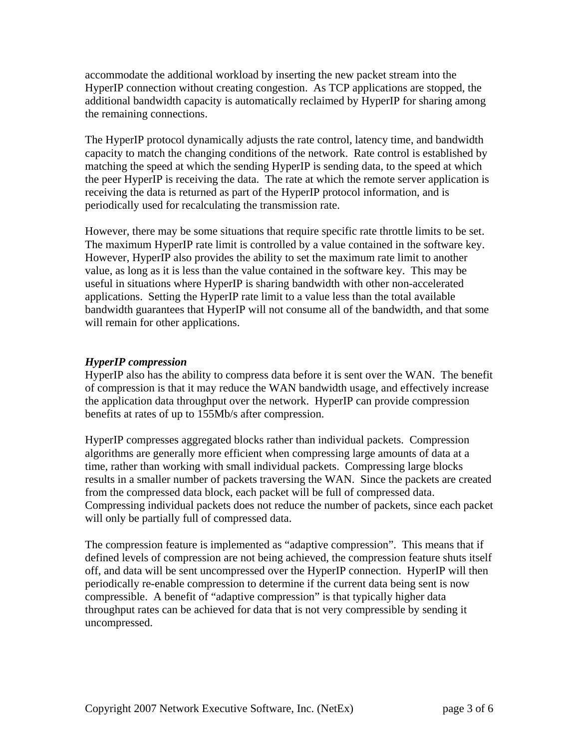accommodate the additional workload by inserting the new packet stream into the HyperIP connection without creating congestion. As TCP applications are stopped, the additional bandwidth capacity is automatically reclaimed by HyperIP for sharing among the remaining connections.

The HyperIP protocol dynamically adjusts the rate control, latency time, and bandwidth capacity to match the changing conditions of the network. Rate control is established by matching the speed at which the sending HyperIP is sending data, to the speed at which the peer HyperIP is receiving the data. The rate at which the remote server application is receiving the data is returned as part of the HyperIP protocol information, and is periodically used for recalculating the transmission rate.

However, there may be some situations that require specific rate throttle limits to be set. The maximum HyperIP rate limit is controlled by a value contained in the software key. However, HyperIP also provides the ability to set the maximum rate limit to another value, as long as it is less than the value contained in the software key. This may be useful in situations where HyperIP is sharing bandwidth with other non-accelerated applications. Setting the HyperIP rate limit to a value less than the total available bandwidth guarantees that HyperIP will not consume all of the bandwidth, and that some will remain for other applications.

***HyperIP compression***

HyperIP also has the ability to compress data before it is sent over the WAN. The benefit of compression is that it may reduce the WAN bandwidth usage, and effectively increase the application data throughput over the network. HyperIP can provide compression benefits at rates of up to 155Mb/s after compression.

HyperIP compresses aggregated blocks rather than individual packets. Compression algorithms are generally more efficient when compressing large amounts of data at a time, rather than working with small individual packets. Compressing large blocks results in a smaller number of packets traversing the WAN. Since the packets are created from the compressed data block, each packet will be full of compressed data. Compressing individual packets does not reduce the number of packets, since each packet will only be partially full of compressed data.

The compression feature is implemented as "adaptive compression". This means that if defined levels of compression are not being achieved, the compression feature shuts itself off, and data will be sent uncompressed over the HyperIP connection. HyperIP will then periodically re-enable compression to determine if the current data being sent is now compressible. A benefit of "adaptive compression" is that typically higher data throughput rates can be achieved for data that is not very compressible by sending it uncompressed.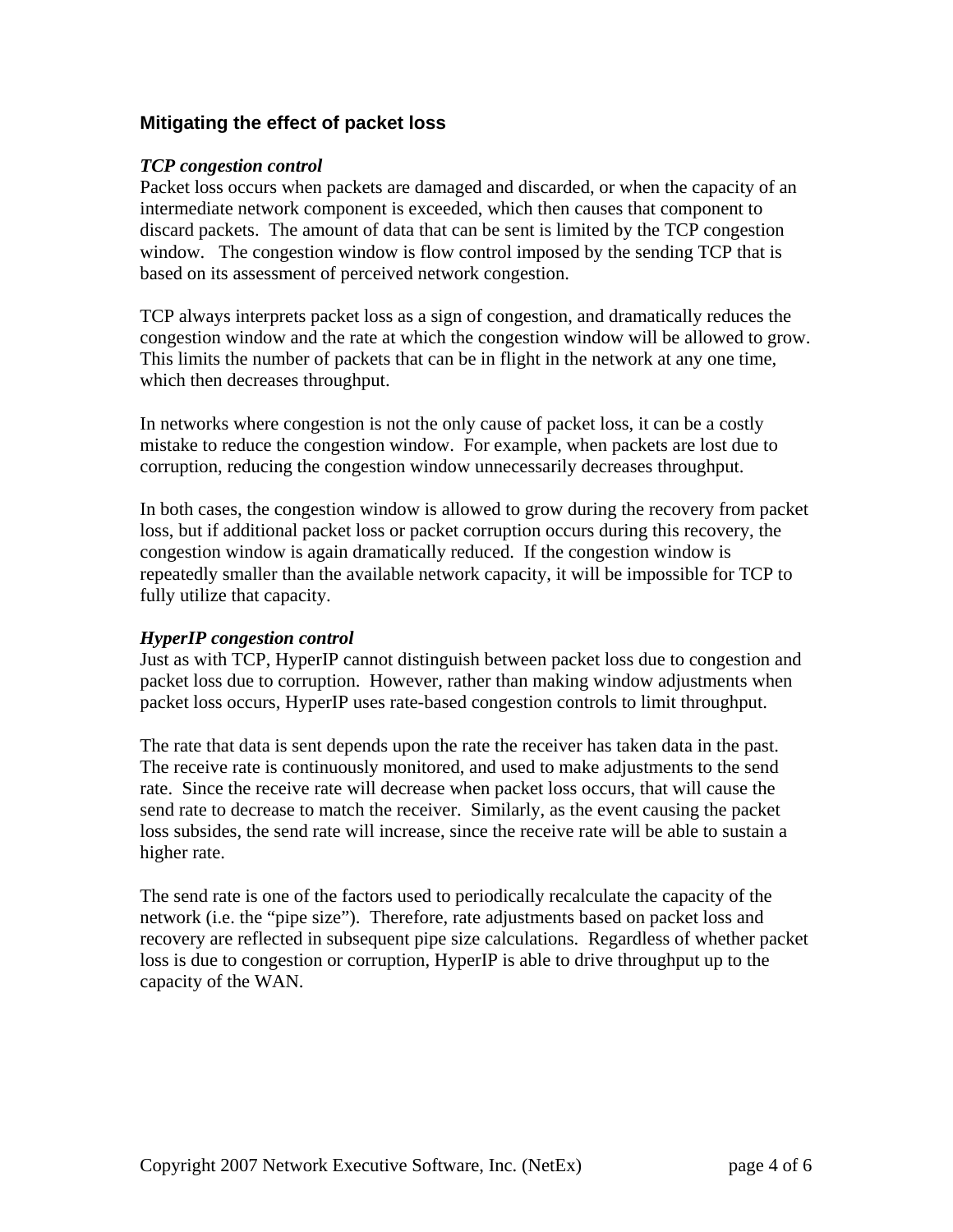## Mitigating the effect of packet loss

***TCP congestion control***

Packet loss occurs when packets are damaged and discarded, or when the capacity of an intermediate network component is exceeded, which then causes that component to discard packets. The amount of data that can be sent is limited by the TCP congestion window. The congestion window is flow control imposed by the sending TCP that is based on its assessment of perceived network congestion.

TCP always interprets packet loss as a sign of congestion, and dramatically reduces the congestion window and the rate at which the congestion window will be allowed to grow. This limits the number of packets that can be in flight in the network at any one time, which then decreases throughput.

In networks where congestion is not the only cause of packet loss, it can be a costly mistake to reduce the congestion window. For example, when packets are lost due to corruption, reducing the congestion window unnecessarily decreases throughput.

In both cases, the congestion window is allowed to grow during the recovery from packet loss, but if additional packet loss or packet corruption occurs during this recovery, the congestion window is again dramatically reduced. If the congestion window is repeatedly smaller than the available network capacity, it will be impossible for TCP to fully utilize that capacity.

***HyperIP congestion control***

Just as with TCP, HyperIP cannot distinguish between packet loss due to congestion and packet loss due to corruption. However, rather than making window adjustments when packet loss occurs, HyperIP uses rate-based congestion controls to limit throughput.

The rate that data is sent depends upon the rate the receiver has taken data in the past. The receive rate is continuously monitored, and used to make adjustments to the send rate. Since the receive rate will decrease when packet loss occurs, that will cause the send rate to decrease to match the receiver. Similarly, as the event causing the packet loss subsides, the send rate will increase, since the receive rate will be able to sustain a higher rate.

The send rate is one of the factors used to periodically recalculate the capacity of the network (i.e. the “pipe size”). Therefore, rate adjustments based on packet loss and recovery are reflected in subsequent pipe size calculations. Regardless of whether packet loss is due to congestion or corruption, HyperIP is able to drive throughput up to the capacity of the WAN.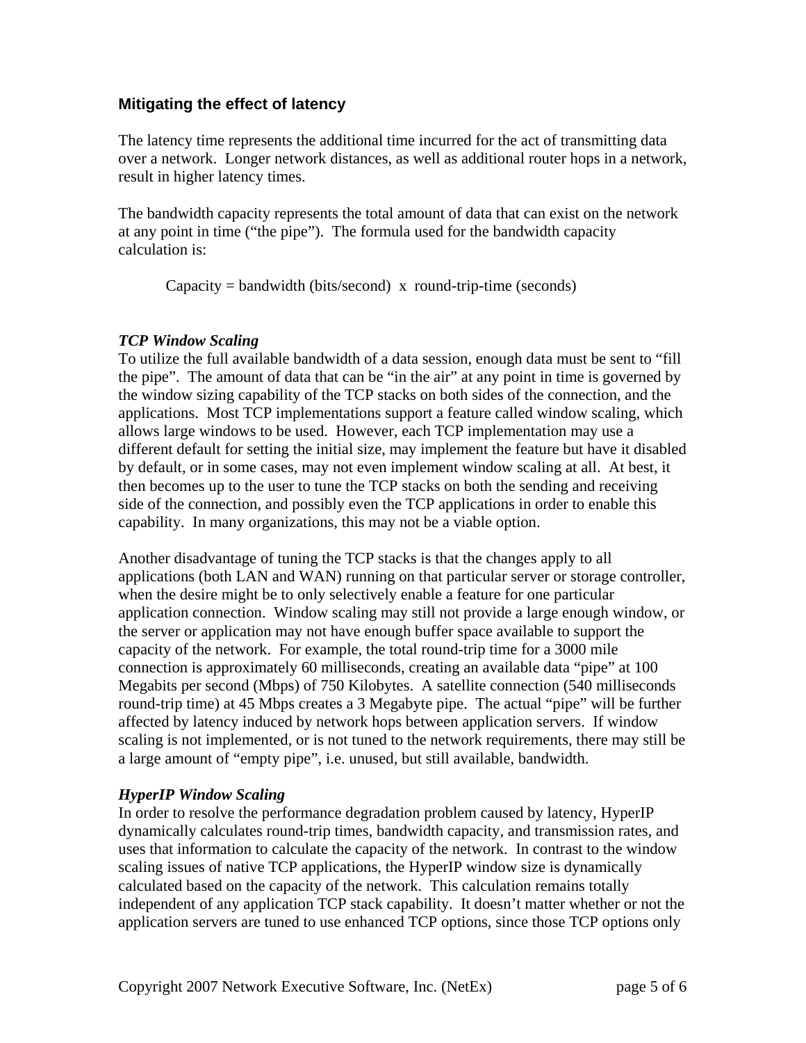## Mitigating the effect of latency

The latency time represents the additional time incurred for the act of transmitting data over a network. Longer network distances, as well as additional router hops in a network, result in higher latency times.

The bandwidth capacity represents the total amount of data that can exist on the network at any point in time ("the pipe"). The formula used for the bandwidth capacity calculation is:

Capacity = bandwidth (bits/second) x round-trip-time (seconds)

### *TCP Window Scaling*

To utilize the full available bandwidth of a data session, enough data must be sent to "fill the pipe". The amount of data that can be "in the air" at any point in time is governed by the window sizing capability of the TCP stacks on both sides of the connection, and the applications. Most TCP implementations support a feature called window scaling, which allows large windows to be used. However, each TCP implementation may use a different default for setting the initial size, may implement the feature but have it disabled by default, or in some cases, may not even implement window scaling at all. At best, it then becomes up to the user to tune the TCP stacks on both the sending and receiving side of the connection, and possibly even the TCP applications in order to enable this capability. In many organizations, this may not be a viable option.

Another disadvantage of tuning the TCP stacks is that the changes apply to all applications (both LAN and WAN) running on that particular server or storage controller, when the desire might be to only selectively enable a feature for one particular application connection. Window scaling may still not provide a large enough window, or the server or application may not have enough buffer space available to support the capacity of the network. For example, the total round-trip time for a 3000 mile connection is approximately 60 milliseconds, creating an available data "pipe" at 100 Megabits per second (Mbps) of 750 Kilobytes. A satellite connection (540 milliseconds round-trip time) at 45 Mbps creates a 3 Megabyte pipe. The actual "pipe" will be further affected by latency induced by network hops between application servers. If window scaling is not implemented, or is not tuned to the network requirements, there may still be a large amount of "empty pipe", i.e. unused, but still available, bandwidth.

### *HyperIP Window Scaling*

In order to resolve the performance degradation problem caused by latency, HyperIP dynamically calculates round-trip times, bandwidth capacity, and transmission rates, and uses that information to calculate the capacity of the network. In contrast to the window scaling issues of native TCP applications, the HyperIP window size is dynamically calculated based on the capacity of the network. This calculation remains totally independent of any application TCP stack capability. It doesn't matter whether or not the application servers are tuned to use enhanced TCP options, since those TCP options only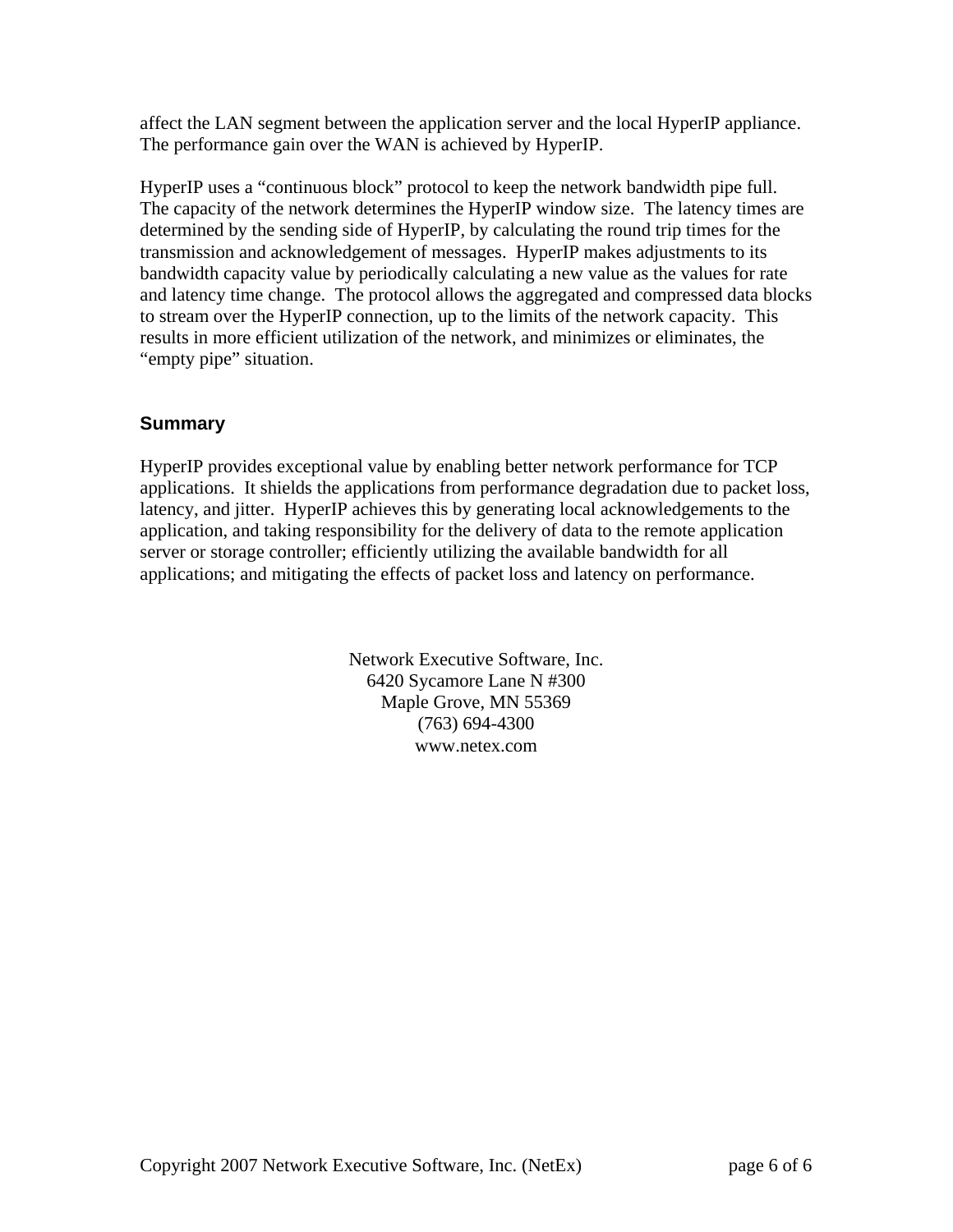affect the LAN segment between the application server and the local HyperIP appliance. The performance gain over the WAN is achieved by HyperIP.

HyperIP uses a “continuous block” protocol to keep the network bandwidth pipe full. The capacity of the network determines the HyperIP window size. The latency times are determined by the sending side of HyperIP, by calculating the round trip times for the transmission and acknowledgement of messages. HyperIP makes adjustments to its bandwidth capacity value by periodically calculating a new value as the values for rate and latency time change. The protocol allows the aggregated and compressed data blocks to stream over the HyperIP connection, up to the limits of the network capacity. This results in more efficient utilization of the network, and minimizes or eliminates, the “empty pipe” situation.

## Summary

HyperIP provides exceptional value by enabling better network performance for TCP applications. It shields the applications from performance degradation due to packet loss, latency, and jitter. HyperIP achieves this by generating local acknowledgements to the application, and taking responsibility for the delivery of data to the remote application server or storage controller; efficiently utilizing the available bandwidth for all applications; and mitigating the effects of packet loss and latency on performance.

Network Executive Software, Inc.
6420 Sycamore Lane N #300
Maple Grove, MN 55369
(763) 694-4300
www.netex.com

Copyright 2007 Network Executive Software, Inc. (NetEx)